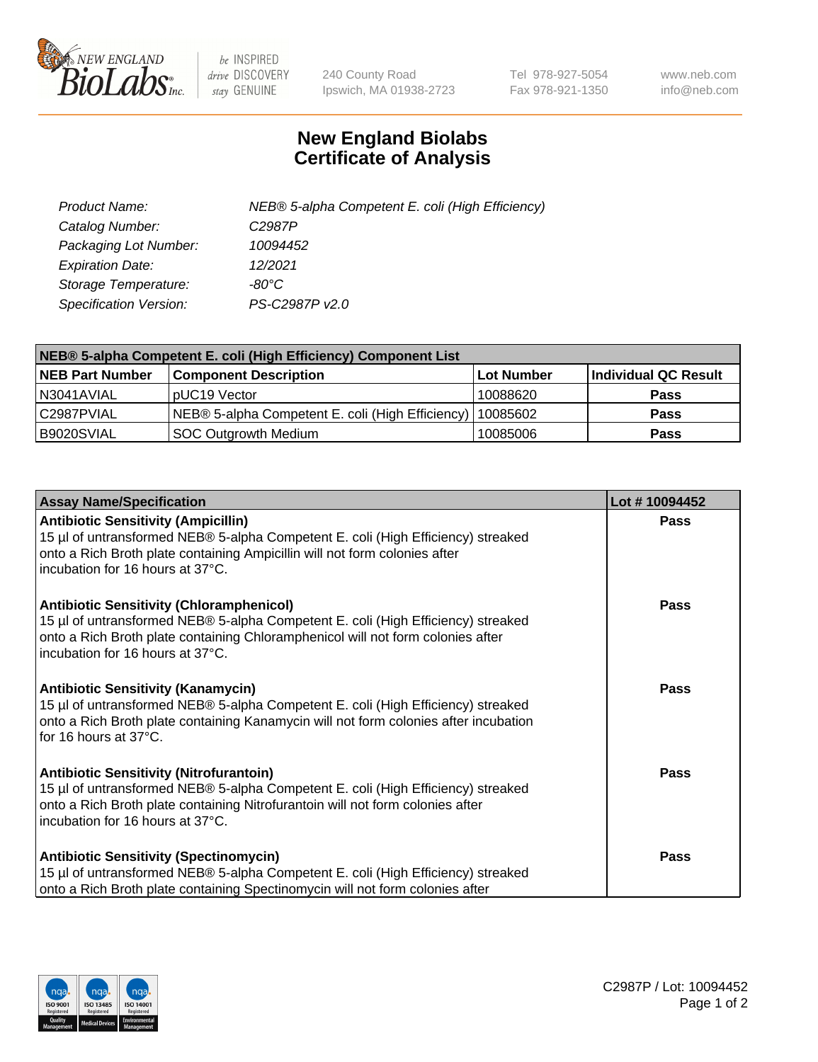# New England Biolabs Certificate of Analysis

| | |
|---|---|
| *Product Name:* | *NEB® 5-alpha Competent E. coli (High Efficiency)* |
| *Catalog Number:* | *C2987P* |
| *Packaging Lot Number:* | *10094452* |
| *Expiration Date:* | *12/2021* |
| *Storage Temperature:* | *-80°C* |
| *Specification Version:* | *PS-C2987P v2.0* |

| NEB® 5-alpha Competent E. coli (High Efficiency) Component List | | | |
|---|---|---|---|
| **NEB Part Number** | **Component Description** | **Lot Number** | **Individual QC Result** |
| N3041AVIAL | pUC19 Vector | 10088620 | **Pass** |
| C2987PVIAL | NEB® 5-alpha Competent E. coli (High Efficiency) | 10085602 | **Pass** |
| B9020SVIAL | SOC Outgrowth Medium | 10085006 | **Pass** |

| Assay Name/Specification | Lot # 10094452 |
|---|---|
| **Antibiotic Sensitivity (Ampicillin)**<br>15 µl of untransformed NEB® 5-alpha Competent E. coli (High Efficiency) streaked onto a Rich Broth plate containing Ampicillin will not form colonies after incubation for 16 hours at 37°C. | **Pass** |
| **Antibiotic Sensitivity (Chloramphenicol)**<br>15 µl of untransformed NEB® 5-alpha Competent E. coli (High Efficiency) streaked onto a Rich Broth plate containing Chloramphenicol will not form colonies after incubation for 16 hours at 37°C. | **Pass** |
| **Antibiotic Sensitivity (Kanamycin)**<br>15 µl of untransformed NEB® 5-alpha Competent E. coli (High Efficiency) streaked onto a Rich Broth plate containing Kanamycin will not form colonies after incubation for 16 hours at 37°C. | **Pass** |
| **Antibiotic Sensitivity (Nitrofurantoin)**<br>15 µl of untransformed NEB® 5-alpha Competent E. coli (High Efficiency) streaked onto a Rich Broth plate containing Nitrofurantoin will not form colonies after incubation for 16 hours at 37°C. | **Pass** |
| **Antibiotic Sensitivity (Spectinomycin)**<br>15 µl of untransformed NEB® 5-alpha Competent E. coli (High Efficiency) streaked onto a Rich Broth plate containing Spectinomycin will not form colonies after | **Pass** |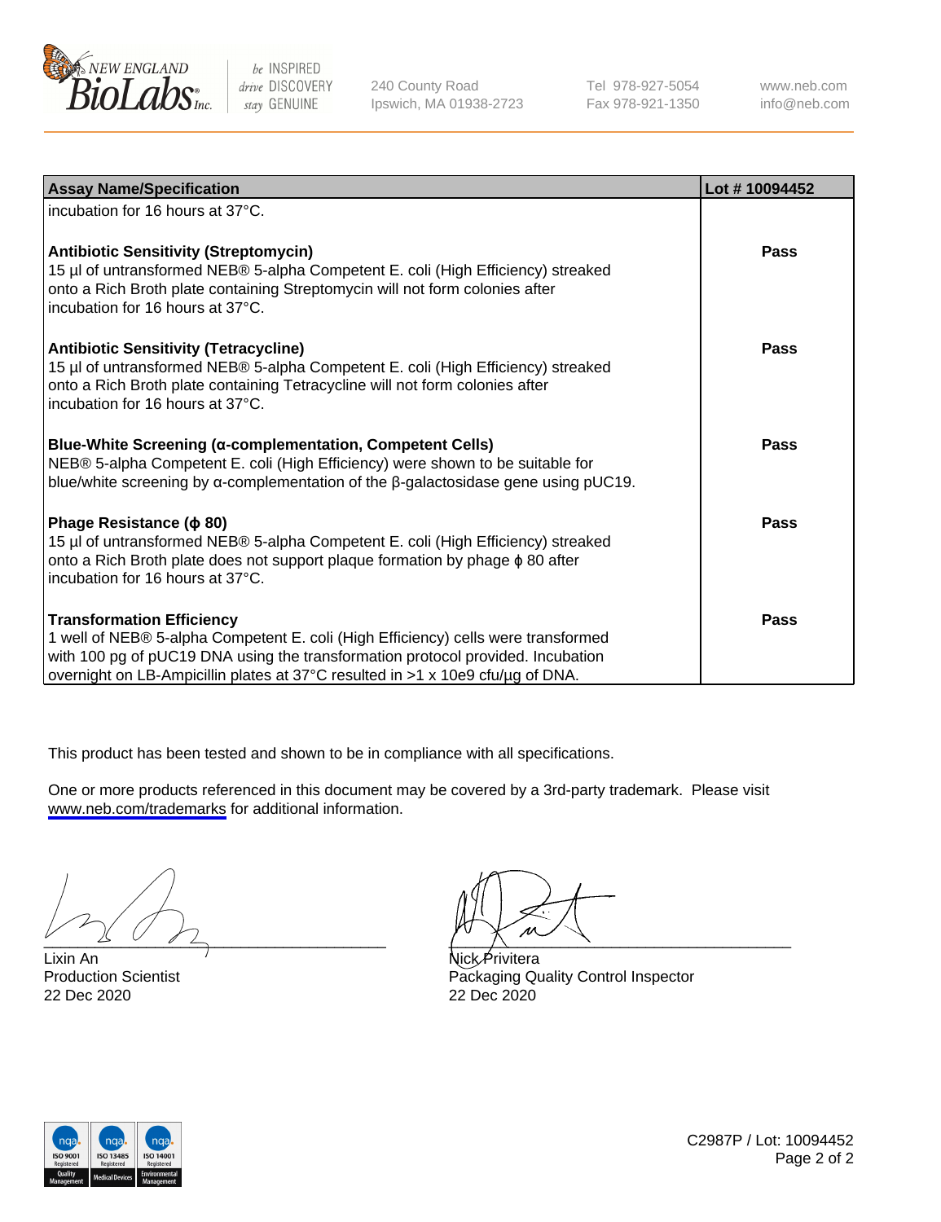| Assay Name/Specification | Lot # 10094452 |
|---|---|
| incubation for 16 hours at 37°C. | |
| **Antibiotic Sensitivity (Streptomycin)**<br>15 µl of untransformed NEB® 5-alpha Competent E. coli (High Efficiency) streaked onto a Rich Broth plate containing Streptomycin will not form colonies after incubation for 16 hours at 37°C. | **Pass** |
| **Antibiotic Sensitivity (Tetracycline)**<br>15 µl of untransformed NEB® 5-alpha Competent E. coli (High Efficiency) streaked onto a Rich Broth plate containing Tetracycline will not form colonies after incubation for 16 hours at 37°C. | **Pass** |
| **Blue-White Screening (α-complementation, Competent Cells)**<br>NEB® 5-alpha Competent E. coli (High Efficiency) were shown to be suitable for blue/white screening by α-complementation of the β-galactosidase gene using pUC19. | **Pass** |
| **Phage Resistance (ϕ 80)**<br>15 µl of untransformed NEB® 5-alpha Competent E. coli (High Efficiency) streaked onto a Rich Broth plate does not support plaque formation by phage ϕ 80 after incubation for 16 hours at 37°C. | **Pass** |
| **Transformation Efficiency**<br>1 well of NEB® 5-alpha Competent E. coli (High Efficiency) cells were transformed with 100 pg of pUC19 DNA using the transformation protocol provided. Incubation overnight on LB-Ampicillin plates at 37°C resulted in >1 x 10e9 cfu/µg of DNA. | **Pass** |

This product has been tested and shown to be in compliance with all specifications.

One or more products referenced in this document may be covered by a 3rd-party trademark. Please visit www.neb.com/trademarks for additional information.

Lixin An
Production Scientist
22 Dec 2020

Nick Privitera
Packaging Quality Control Inspector
22 Dec 2020

C2987P / Lot: 10094452